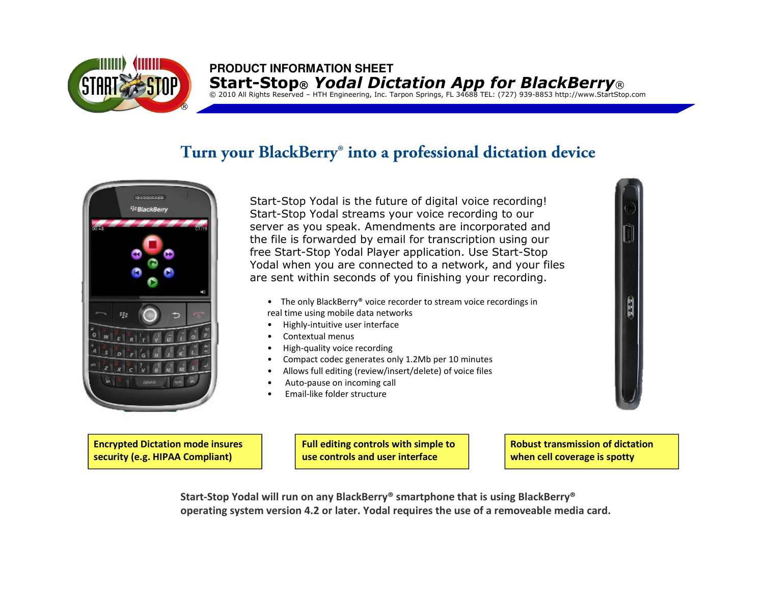**PRODUCT INFORMATION SHEET**

# Start-Stop® *Yodal Dictation App for BlackBerry*®

© 2010 All Rights Reserved – HTH Engineering, Inc. Tarpon Springs, FL 34688 TEL: (727) 939-8853 http://www.StartStop.com

## Turn your BlackBerry® into a professional dictation device

Start-Stop Yodal is the future of digital voice recording! Start-Stop Yodal streams your voice recording to our server as you speak. Amendments are incorporated and the file is forwarded by email for transcription using our free Start-Stop Yodal Player application. Use Start-Stop Yodal when you are connected to a network, and your files are sent within seconds of you finishing your recording.

- The only BlackBerry® voice recorder to stream voice recordings in real time using mobile data networks
- Highly-intuitive user interface
- Contextual menus
- High-quality voice recording
- Compact codec generates only 1.2Mb per 10 minutes
- Allows full editing (review/insert/delete) of voice files
- Auto-pause on incoming call
- Email-like folder structure

**Encrypted Dictation mode insures security (e.g. HIPAA Compliant)**

**Full editing controls with simple to use controls and user interface**

**Robust transmission of dictation when cell coverage is spotty**

**Start-Stop Yodal will run on any BlackBerry® smartphone that is using BlackBerry® operating system version 4.2 or later. Yodal requires the use of a removeable media card.**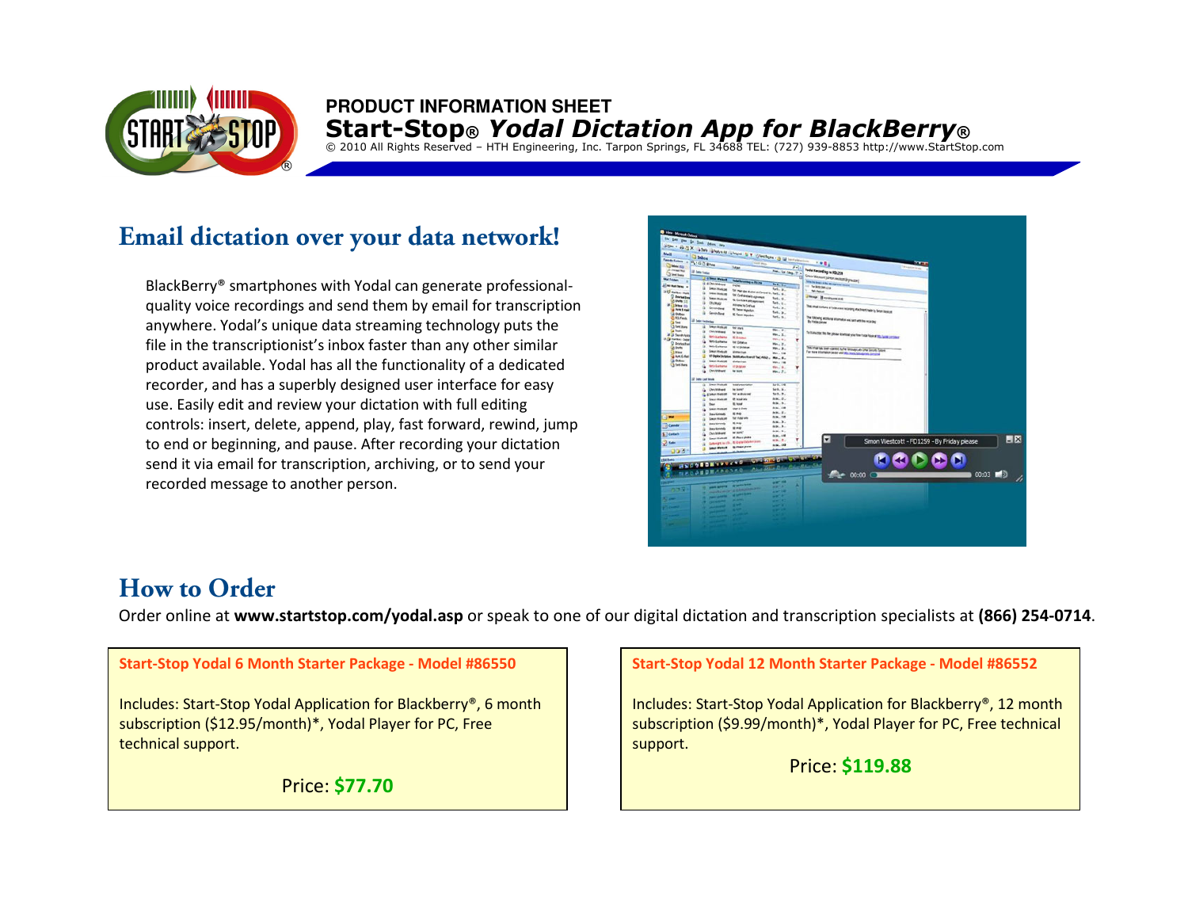**PRODUCT INFORMATION SHEET**

**Start-Stop® *Yodal Dictation App for BlackBerry®***

© 2010 All Rights Reserved – HTH Engineering, Inc. Tarpon Springs, FL 34688 TEL: (727) 939-8853 http://www.StartStop.com

## Email dictation over your data network!

BlackBerry® smartphones with Yodal can generate professional-quality voice recordings and send them by email for transcription anywhere. Yodal's unique data streaming technology puts the file in the transcriptionist's inbox faster than any other similar product available. Yodal has all the functionality of a dedicated recorder, and has a superbly designed user interface for easy use. Easily edit and review your dictation with full editing controls: insert, delete, append, play, fast forward, rewind, jump to end or beginning, and pause. After recording your dictation send it via email for transcription, archiving, or to send your recorded message to another person.

## How to Order

Order online at **www.startstop.com/yodal.asp** or speak to one of our digital dictation and transcription specialists at **(866) 254-0714**.

**Start-Stop Yodal 6 Month Starter Package - Model #86550**

Includes: Start-Stop Yodal Application for Blackberry®, 6 month subscription ($12.95/month)*, Yodal Player for PC, Free technical support.

Price: **$77.70**

**Start-Stop Yodal 12 Month Starter Package - Model #86552**

Includes: Start-Stop Yodal Application for Blackberry®, 12 month subscription ($9.99/month)*, Yodal Player for PC, Free technical support.

Price: **$119.88**